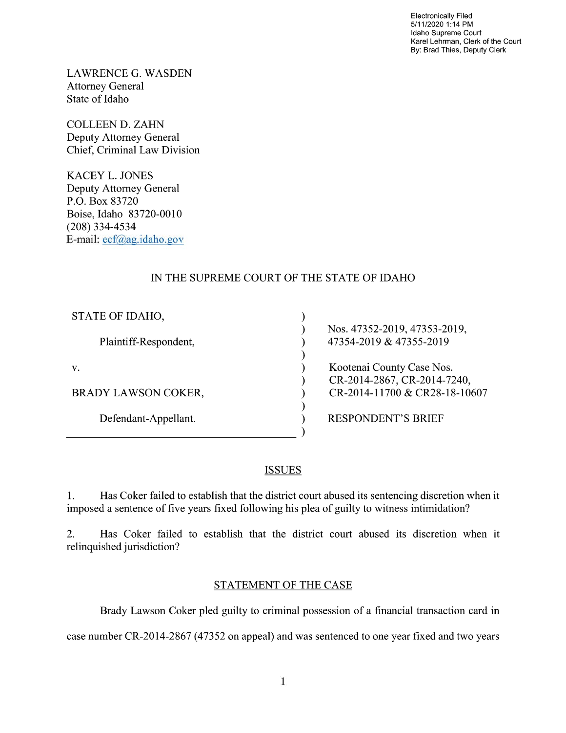Electronically Filed
5/11/2020 1:14 PM
Idaho Supreme Court
Karel Lehrman, Clerk of the Court
By: Brad Thies, Deputy Clerk

LAWRENCE G. WASDEN
Attorney General
State of Idaho

COLLEEN D. ZAHN
Deputy Attorney General
Chief, Criminal Law Division

KACEY L. JONES
Deputy Attorney General
P.O. Box 83720
Boise, Idaho 83720-0010
(208) 334-4534
E-mail: ecf@ag.idaho.gov

IN THE SUPREME COURT OF THE STATE OF IDAHO

| | |
|---|---|
| STATE OF IDAHO,<br><br>Plaintiff-Respondent,<br><br>v.<br><br>BRADY LAWSON COKER,<br><br>Defendant-Appellant. | Nos. 47352-2019, 47353-2019, 47354-2019 & 47355-2019<br><br>Kootenai County Case Nos. CR-2014-2867, CR-2014-7240, CR-2014-11700 & CR28-18-10607<br><br>RESPONDENT'S BRIEF |

## ISSUES

1. Has Coker failed to establish that the district court abused its sentencing discretion when it imposed a sentence of five years fixed following his plea of guilty to witness intimidation?

2. Has Coker failed to establish that the district court abused its discretion when it relinquished jurisdiction?

## STATEMENT OF THE CASE

Brady Lawson Coker pled guilty to criminal possession of a financial transaction card in case number CR-2014-2867 (47352 on appeal) and was sentenced to one year fixed and two years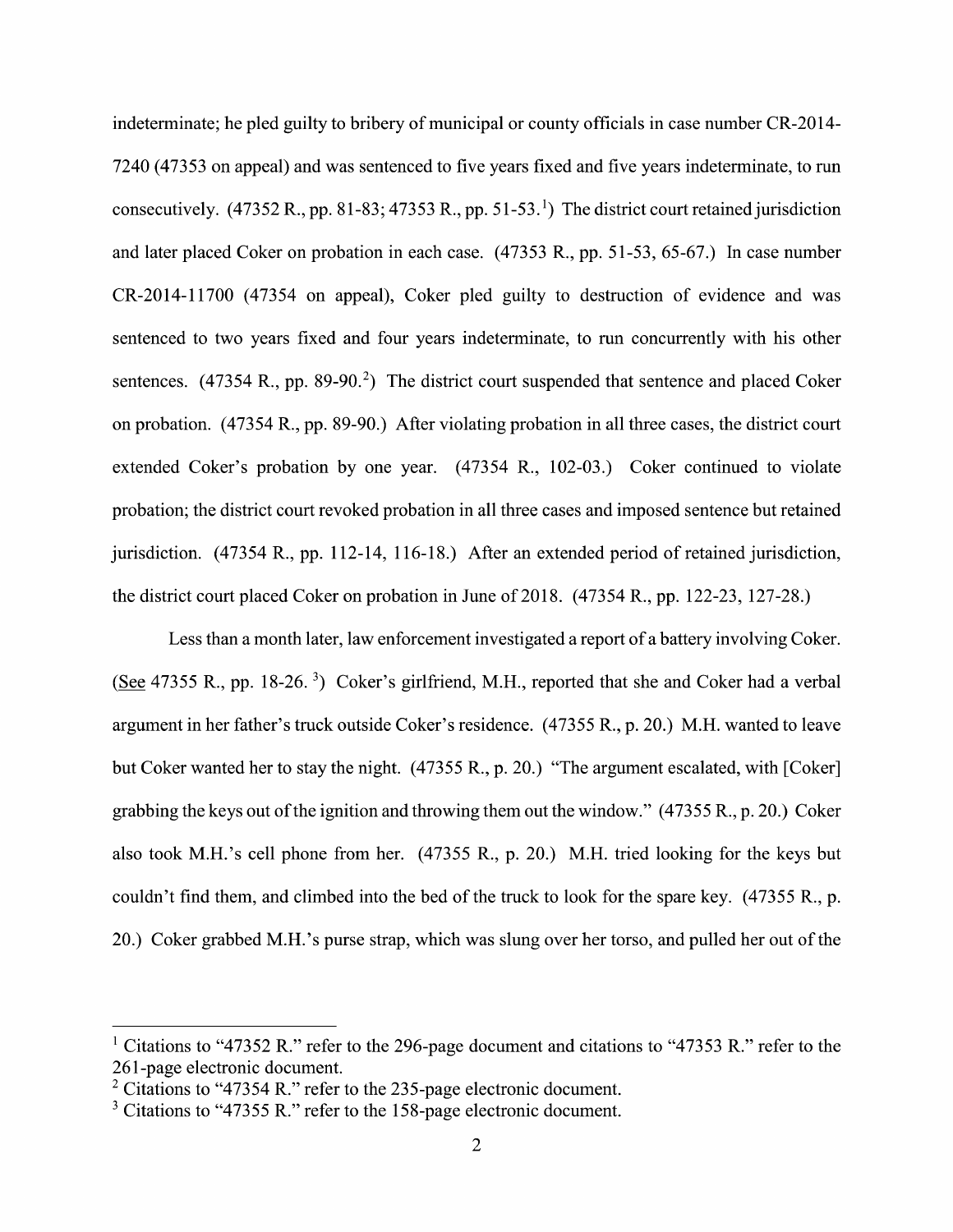indeterminate; he pled guilty to bribery of municipal or county officials in case number CR-2014-7240 (47353 on appeal) and was sentenced to five years fixed and five years indeterminate, to run consecutively. (47352 R., pp. 81-83; 47353 R., pp. 51-53.[1]) The district court retained jurisdiction and later placed Coker on probation in each case. (47353 R., pp. 51-53, 65-67.) In case number CR-2014-11700 (47354 on appeal), Coker pled guilty to destruction of evidence and was sentenced to two years fixed and four years indeterminate, to run concurrently with his other sentences. (47354 R., pp. 89-90.[2]) The district court suspended that sentence and placed Coker on probation. (47354 R., pp. 89-90.) After violating probation in all three cases, the district court extended Coker's probation by one year. (47354 R., 102-03.) Coker continued to violate probation; the district court revoked probation in all three cases and imposed sentence but retained jurisdiction. (47354 R., pp. 112-14, 116-18.) After an extended period of retained jurisdiction, the district court placed Coker on probation in June of 2018. (47354 R., pp. 122-23, 127-28.)

Less than a month later, law enforcement investigated a report of a battery involving Coker. (See 47355 R., pp. 18-26. [3]) Coker's girlfriend, M.H., reported that she and Coker had a verbal argument in her father's truck outside Coker's residence. (47355 R., p. 20.) M.H. wanted to leave but Coker wanted her to stay the night. (47355 R., p. 20.) "The argument escalated, with [Coker] grabbing the keys out of the ignition and throwing them out the window." (47355 R., p. 20.) Coker also took M.H.'s cell phone from her. (47355 R., p. 20.) M.H. tried looking for the keys but couldn't find them, and climbed into the bed of the truck to look for the spare key. (47355 R., p. 20.) Coker grabbed M.H.'s purse strap, which was slung over her torso, and pulled her out of the

---

[1] Citations to "47352 R." refer to the 296-page document and citations to "47353 R." refer to the 261-page electronic document.

[2] Citations to "47354 R." refer to the 235-page electronic document.

[3] Citations to "47355 R." refer to the 158-page electronic document.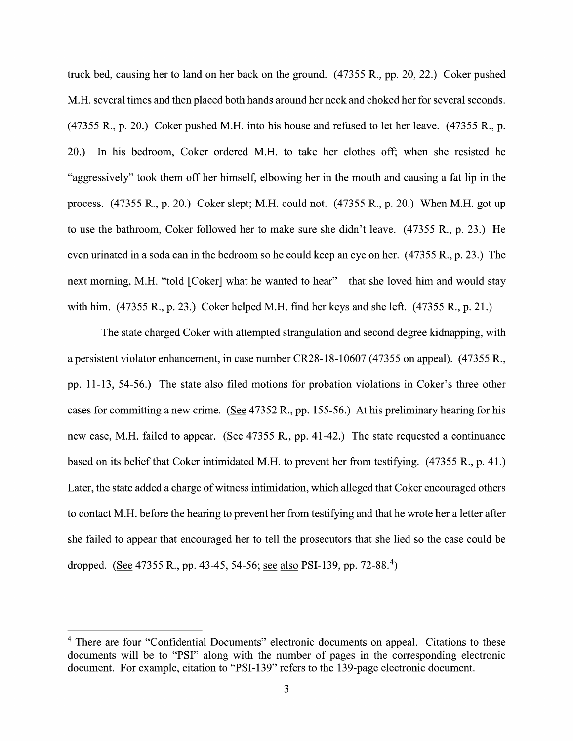truck bed, causing her to land on her back on the ground. (47355 R., pp. 20, 22.) Coker pushed M.H. several times and then placed both hands around her neck and choked her for several seconds. (47355 R., p. 20.) Coker pushed M.H. into his house and refused to let her leave. (47355 R., p. 20.) In his bedroom, Coker ordered M.H. to take her clothes off; when she resisted he "aggressively" took them off her himself, elbowing her in the mouth and causing a fat lip in the process. (47355 R., p. 20.) Coker slept; M.H. could not. (47355 R., p. 20.) When M.H. got up to use the bathroom, Coker followed her to make sure she didn't leave. (47355 R., p. 23.) He even urinated in a soda can in the bedroom so he could keep an eye on her. (47355 R., p. 23.) The next morning, M.H. "told [Coker] what he wanted to hear"—that she loved him and would stay with him. (47355 R., p. 23.) Coker helped M.H. find her keys and she left. (47355 R., p. 21.)

The state charged Coker with attempted strangulation and second degree kidnapping, with a persistent violator enhancement, in case number CR28-18-10607 (47355 on appeal). (47355 R., pp. 11-13, 54-56.) The state also filed motions for probation violations in Coker's three other cases for committing a new crime. (See 47352 R., pp. 155-56.) At his preliminary hearing for his new case, M.H. failed to appear. (See 47355 R., pp. 41-42.) The state requested a continuance based on its belief that Coker intimidated M.H. to prevent her from testifying. (47355 R., p. 41.) Later, the state added a charge of witness intimidation, which alleged that Coker encouraged others to contact M.H. before the hearing to prevent her from testifying and that he wrote her a letter after she failed to appear that encouraged her to tell the prosecutors that she lied so the case could be dropped. (See 47355 R., pp. 43-45, 54-56; see also PSI-139, pp. 72-88.[4])

[4] There are four "Confidential Documents" electronic documents on appeal. Citations to these documents will be to "PSI" along with the number of pages in the corresponding electronic document. For example, citation to "PSI-139" refers to the 139-page electronic document.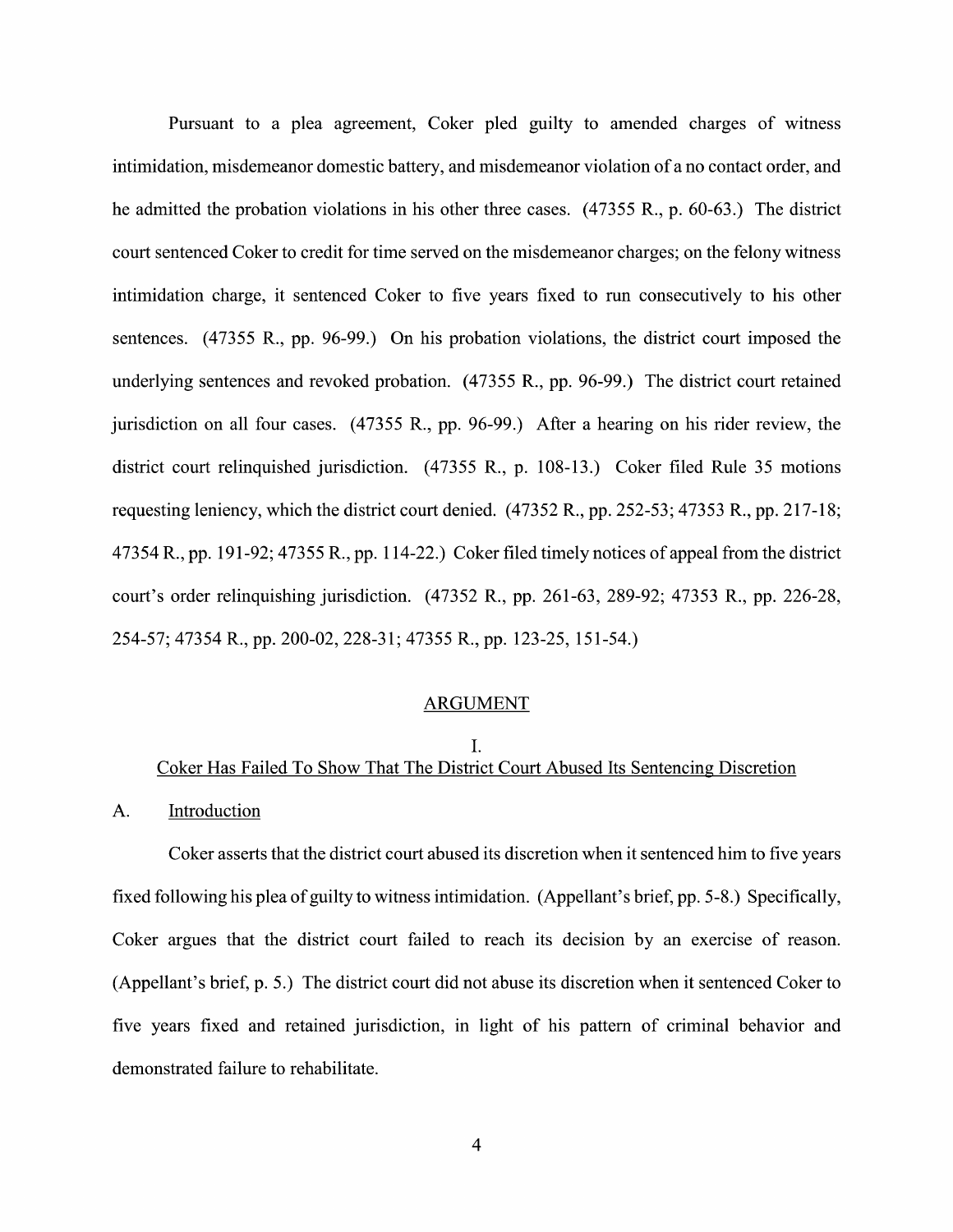Pursuant to a plea agreement, Coker pled guilty to amended charges of witness intimidation, misdemeanor domestic battery, and misdemeanor violation of a no contact order, and he admitted the probation violations in his other three cases. (47355 R., p. 60-63.) The district court sentenced Coker to credit for time served on the misdemeanor charges; on the felony witness intimidation charge, it sentenced Coker to five years fixed to run consecutively to his other sentences. (47355 R., pp. 96-99.) On his probation violations, the district court imposed the underlying sentences and revoked probation. (47355 R., pp. 96-99.) The district court retained jurisdiction on all four cases. (47355 R., pp. 96-99.) After a hearing on his rider review, the district court relinquished jurisdiction. (47355 R., p. 108-13.) Coker filed Rule 35 motions requesting leniency, which the district court denied. (47352 R., pp. 252-53; 47353 R., pp. 217-18; 47354 R., pp. 191-92; 47355 R., pp. 114-22.) Coker filed timely notices of appeal from the district court's order relinquishing jurisdiction. (47352 R., pp. 261-63, 289-92; 47353 R., pp. 226-28, 254-57; 47354 R., pp. 200-02, 228-31; 47355 R., pp. 123-25, 151-54.)

## ARGUMENT

### I.
### Coker Has Failed To Show That The District Court Abused Its Sentencing Discretion

A. Introduction

Coker asserts that the district court abused its discretion when it sentenced him to five years fixed following his plea of guilty to witness intimidation. (Appellant's brief, pp. 5-8.) Specifically, Coker argues that the district court failed to reach its decision by an exercise of reason. (Appellant's brief, p. 5.) The district court did not abuse its discretion when it sentenced Coker to five years fixed and retained jurisdiction, in light of his pattern of criminal behavior and demonstrated failure to rehabilitate.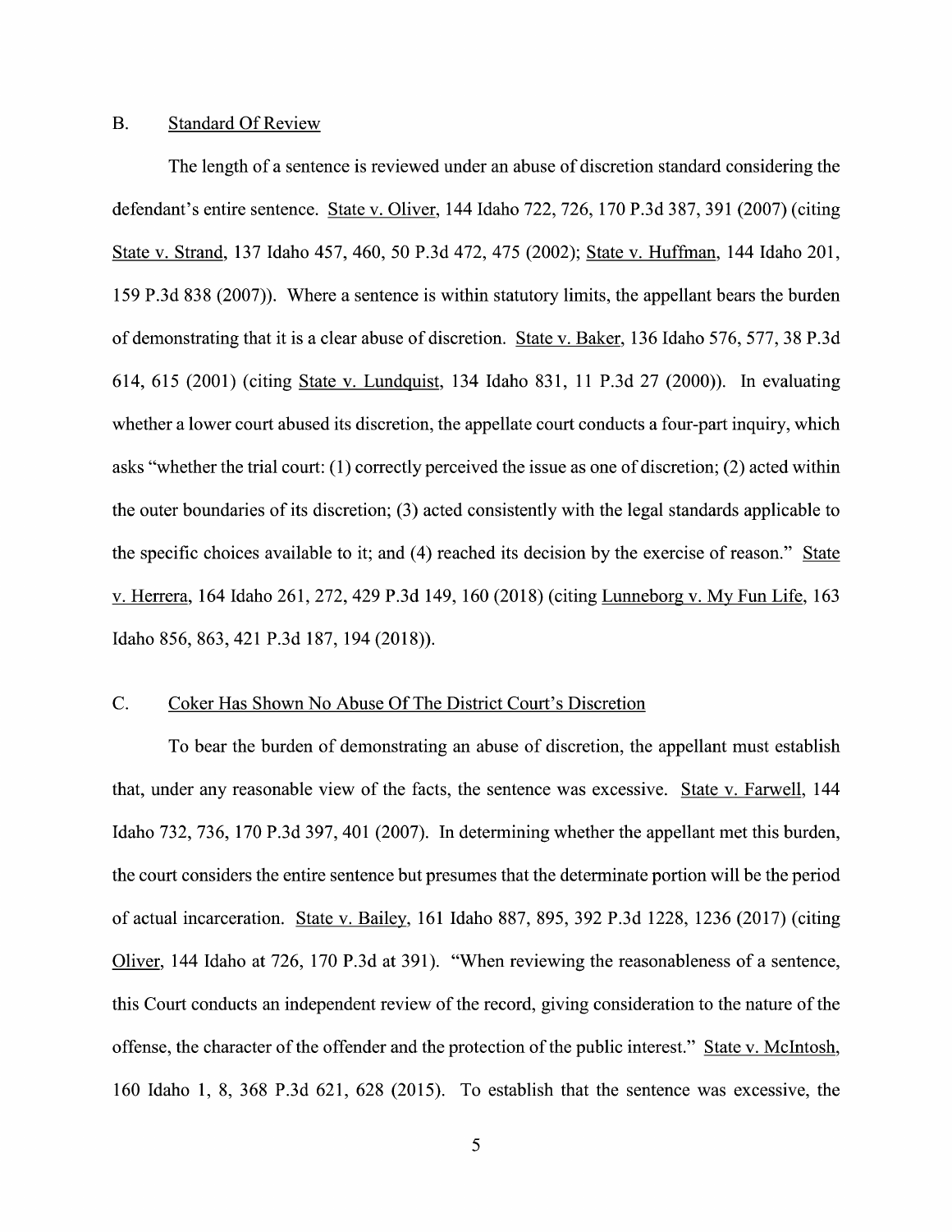## B. Standard Of Review

The length of a sentence is reviewed under an abuse of discretion standard considering the defendant's entire sentence. State v. Oliver, 144 Idaho 722, 726, 170 P.3d 387, 391 (2007) (citing State v. Strand, 137 Idaho 457, 460, 50 P.3d 472, 475 (2002); State v. Huffman, 144 Idaho 201, 159 P.3d 838 (2007)). Where a sentence is within statutory limits, the appellant bears the burden of demonstrating that it is a clear abuse of discretion. State v. Baker, 136 Idaho 576, 577, 38 P.3d 614, 615 (2001) (citing State v. Lundquist, 134 Idaho 831, 11 P.3d 27 (2000)). In evaluating whether a lower court abused its discretion, the appellate court conducts a four-part inquiry, which asks "whether the trial court: (1) correctly perceived the issue as one of discretion; (2) acted within the outer boundaries of its discretion; (3) acted consistently with the legal standards applicable to the specific choices available to it; and (4) reached its decision by the exercise of reason." State v. Herrera, 164 Idaho 261, 272, 429 P.3d 149, 160 (2018) (citing Lunneborg v. My Fun Life, 163 Idaho 856, 863, 421 P.3d 187, 194 (2018)).

## C. Coker Has Shown No Abuse Of The District Court's Discretion

To bear the burden of demonstrating an abuse of discretion, the appellant must establish that, under any reasonable view of the facts, the sentence was excessive. State v. Farwell, 144 Idaho 732, 736, 170 P.3d 397, 401 (2007). In determining whether the appellant met this burden, the court considers the entire sentence but presumes that the determinate portion will be the period of actual incarceration. State v. Bailey, 161 Idaho 887, 895, 392 P.3d 1228, 1236 (2017) (citing Oliver, 144 Idaho at 726, 170 P.3d at 391). "When reviewing the reasonableness of a sentence, this Court conducts an independent review of the record, giving consideration to the nature of the offense, the character of the offender and the protection of the public interest." State v. McIntosh, 160 Idaho 1, 8, 368 P.3d 621, 628 (2015). To establish that the sentence was excessive, the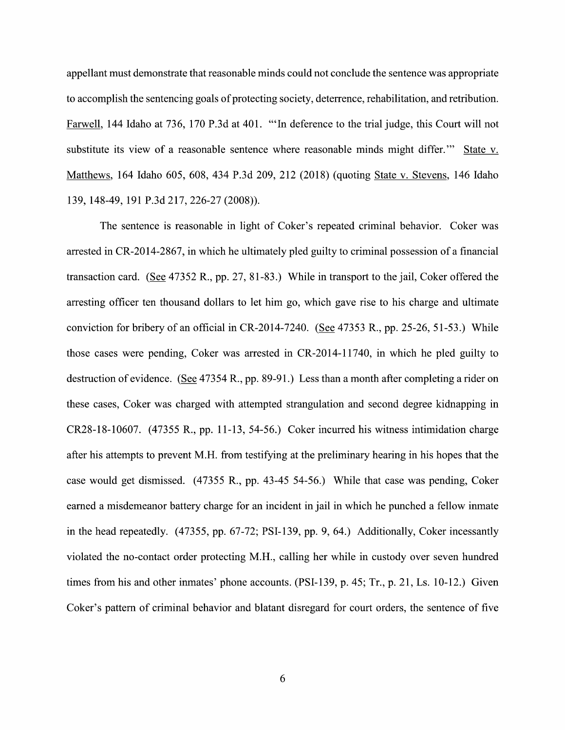appellant must demonstrate that reasonable minds could not conclude the sentence was appropriate to accomplish the sentencing goals of protecting society, deterrence, rehabilitation, and retribution. Farwell, 144 Idaho at 736, 170 P.3d at 401. "'In deference to the trial judge, this Court will not substitute its view of a reasonable sentence where reasonable minds might differ.'" State v. Matthews, 164 Idaho 605, 608, 434 P.3d 209, 212 (2018) (quoting State v. Stevens, 146 Idaho 139, 148-49, 191 P.3d 217, 226-27 (2008)).

The sentence is reasonable in light of Coker's repeated criminal behavior. Coker was arrested in CR-2014-2867, in which he ultimately pled guilty to criminal possession of a financial transaction card. (See 47352 R., pp. 27, 81-83.) While in transport to the jail, Coker offered the arresting officer ten thousand dollars to let him go, which gave rise to his charge and ultimate conviction for bribery of an official in CR-2014-7240. (See 47353 R., pp. 25-26, 51-53.) While those cases were pending, Coker was arrested in CR-2014-11740, in which he pled guilty to destruction of evidence. (See 47354 R., pp. 89-91.) Less than a month after completing a rider on these cases, Coker was charged with attempted strangulation and second degree kidnapping in CR28-18-10607. (47355 R., pp. 11-13, 54-56.) Coker incurred his witness intimidation charge after his attempts to prevent M.H. from testifying at the preliminary hearing in his hopes that the case would get dismissed. (47355 R., pp. 43-45 54-56.) While that case was pending, Coker earned a misdemeanor battery charge for an incident in jail in which he punched a fellow inmate in the head repeatedly. (47355, pp. 67-72; PSI-139, pp. 9, 64.) Additionally, Coker incessantly violated the no-contact order protecting M.H., calling her while in custody over seven hundred times from his and other inmates' phone accounts. (PSI-139, p. 45; Tr., p. 21, Ls. 10-12.) Given Coker's pattern of criminal behavior and blatant disregard for court orders, the sentence of five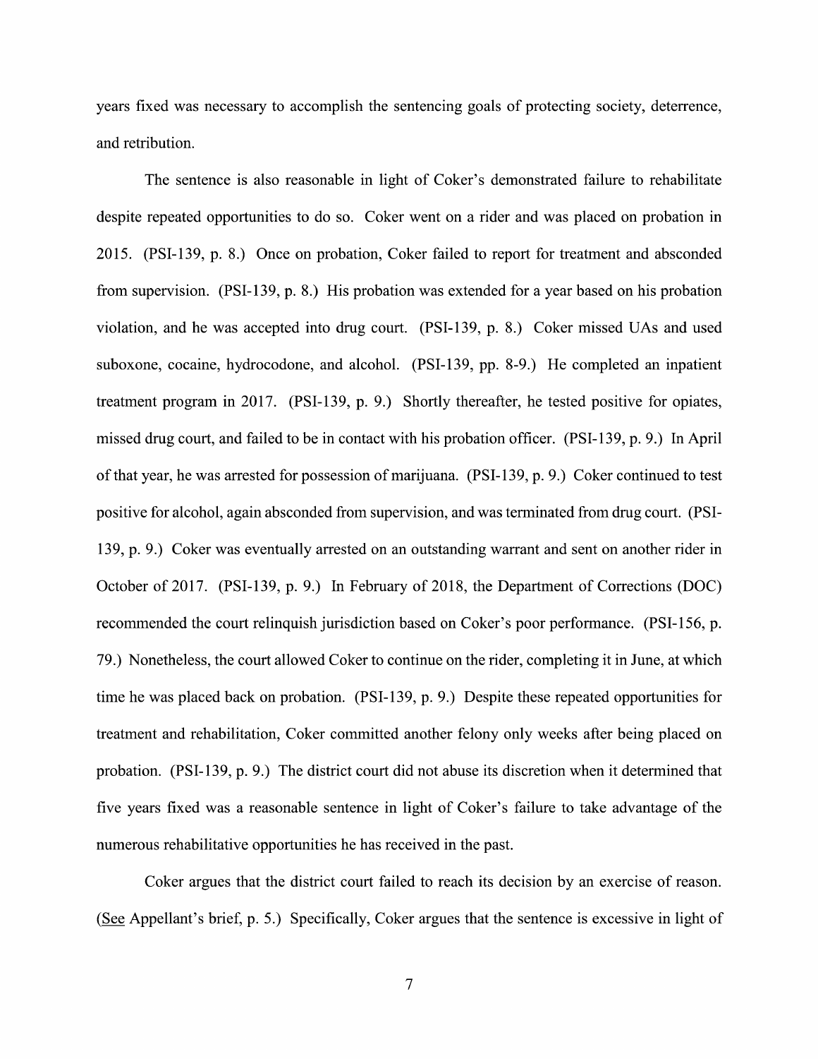years fixed was necessary to accomplish the sentencing goals of protecting society, deterrence, and retribution.

The sentence is also reasonable in light of Coker's demonstrated failure to rehabilitate despite repeated opportunities to do so. Coker went on a rider and was placed on probation in 2015. (PSI-139, p. 8.) Once on probation, Coker failed to report for treatment and absconded from supervision. (PSI-139, p. 8.) His probation was extended for a year based on his probation violation, and he was accepted into drug court. (PSI-139, p. 8.) Coker missed UAs and used suboxone, cocaine, hydrocodone, and alcohol. (PSI-139, pp. 8-9.) He completed an inpatient treatment program in 2017. (PSI-139, p. 9.) Shortly thereafter, he tested positive for opiates, missed drug court, and failed to be in contact with his probation officer. (PSI-139, p. 9.) In April of that year, he was arrested for possession of marijuana. (PSI-139, p. 9.) Coker continued to test positive for alcohol, again absconded from supervision, and was terminated from drug court. (PSI-139, p. 9.) Coker was eventually arrested on an outstanding warrant and sent on another rider in October of 2017. (PSI-139, p. 9.) In February of 2018, the Department of Corrections (DOC) recommended the court relinquish jurisdiction based on Coker's poor performance. (PSI-156, p. 79.) Nonetheless, the court allowed Coker to continue on the rider, completing it in June, at which time he was placed back on probation. (PSI-139, p. 9.) Despite these repeated opportunities for treatment and rehabilitation, Coker committed another felony only weeks after being placed on probation. (PSI-139, p. 9.) The district court did not abuse its discretion when it determined that five years fixed was a reasonable sentence in light of Coker's failure to take advantage of the numerous rehabilitative opportunities he has received in the past.

Coker argues that the district court failed to reach its decision by an exercise of reason. (See Appellant's brief, p. 5.) Specifically, Coker argues that the sentence is excessive in light of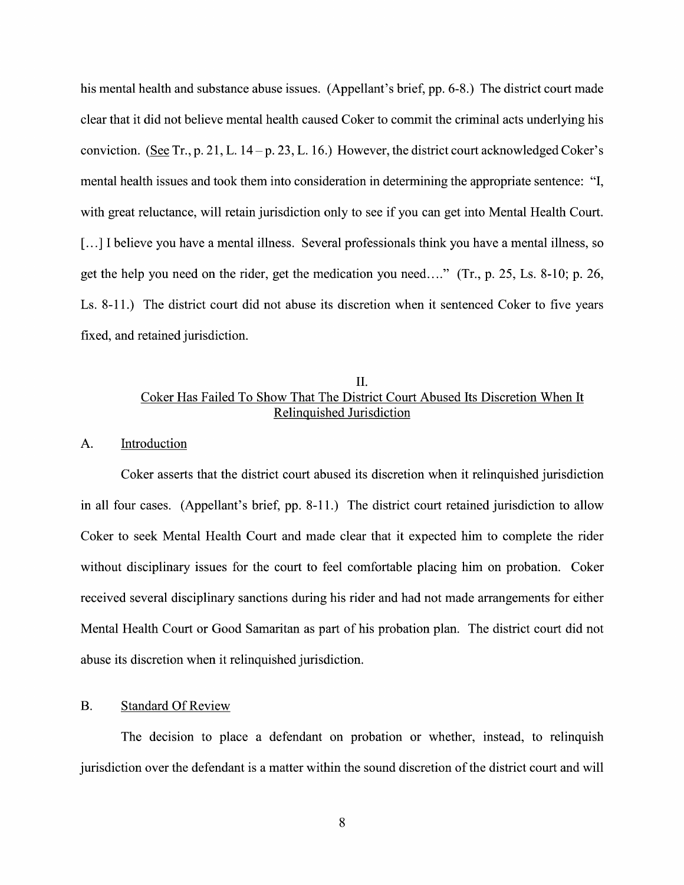his mental health and substance abuse issues. (Appellant's brief, pp. 6-8.) The district court made clear that it did not believe mental health caused Coker to commit the criminal acts underlying his conviction. (See Tr., p. 21, L. 14 – p. 23, L. 16.) However, the district court acknowledged Coker's mental health issues and took them into consideration in determining the appropriate sentence: "I, with great reluctance, will retain jurisdiction only to see if you can get into Mental Health Court. [...] I believe you have a mental illness. Several professionals think you have a mental illness, so get the help you need on the rider, get the medication you need…." (Tr., p. 25, Ls. 8-10; p. 26, Ls. 8-11.) The district court did not abuse its discretion when it sentenced Coker to five years fixed, and retained jurisdiction.

## II.
## Coker Has Failed To Show That The District Court Abused Its Discretion When It Relinquished Jurisdiction

### A. Introduction

Coker asserts that the district court abused its discretion when it relinquished jurisdiction in all four cases. (Appellant's brief, pp. 8-11.) The district court retained jurisdiction to allow Coker to seek Mental Health Court and made clear that it expected him to complete the rider without disciplinary issues for the court to feel comfortable placing him on probation. Coker received several disciplinary sanctions during his rider and had not made arrangements for either Mental Health Court or Good Samaritan as part of his probation plan. The district court did not abuse its discretion when it relinquished jurisdiction.

### B. Standard Of Review

The decision to place a defendant on probation or whether, instead, to relinquish jurisdiction over the defendant is a matter within the sound discretion of the district court and will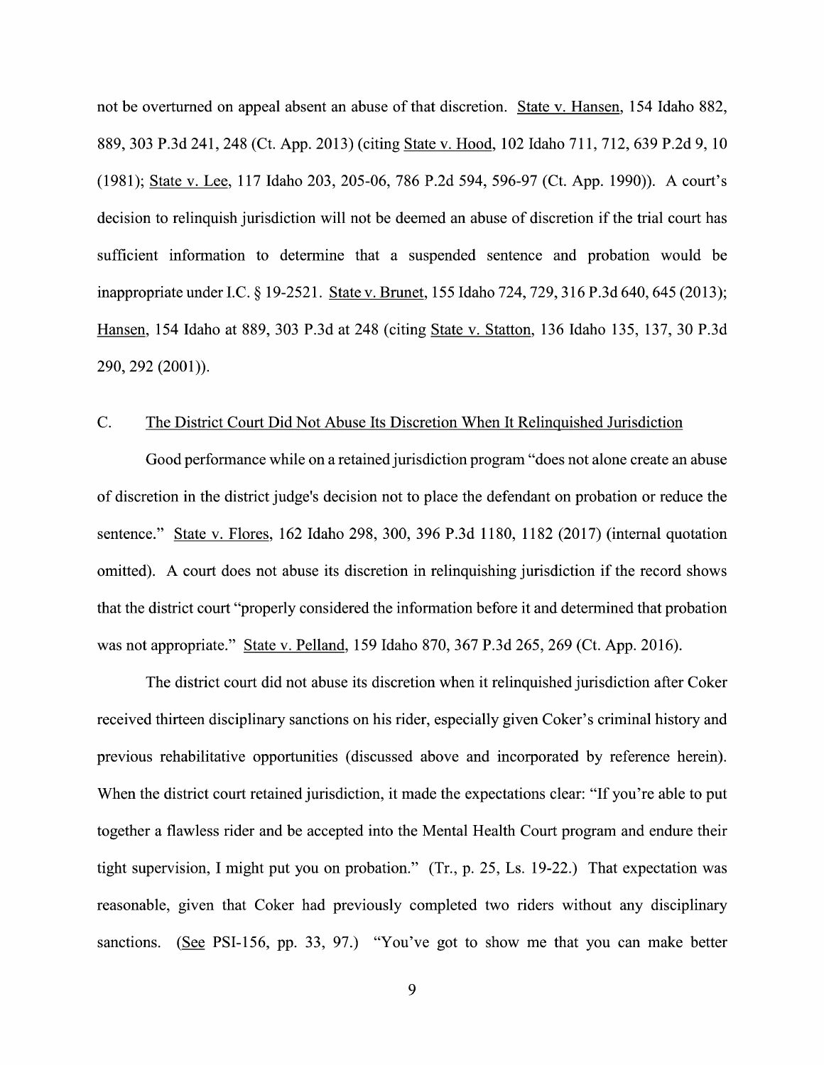not be overturned on appeal absent an abuse of that discretion. State v. Hansen, 154 Idaho 882, 889, 303 P.3d 241, 248 (Ct. App. 2013) (citing State v. Hood, 102 Idaho 711, 712, 639 P.2d 9, 10 (1981); State v. Lee, 117 Idaho 203, 205-06, 786 P.2d 594, 596-97 (Ct. App. 1990)). A court's decision to relinquish jurisdiction will not be deemed an abuse of discretion if the trial court has sufficient information to determine that a suspended sentence and probation would be inappropriate under I.C. § 19-2521. State v. Brunet, 155 Idaho 724, 729, 316 P.3d 640, 645 (2013); Hansen, 154 Idaho at 889, 303 P.3d at 248 (citing State v. Statton, 136 Idaho 135, 137, 30 P.3d 290, 292 (2001)).

### C. The District Court Did Not Abuse Its Discretion When It Relinquished Jurisdiction

Good performance while on a retained jurisdiction program "does not alone create an abuse of discretion in the district judge's decision not to place the defendant on probation or reduce the sentence." State v. Flores, 162 Idaho 298, 300, 396 P.3d 1180, 1182 (2017) (internal quotation omitted). A court does not abuse its discretion in relinquishing jurisdiction if the record shows that the district court "properly considered the information before it and determined that probation was not appropriate." State v. Pelland, 159 Idaho 870, 367 P.3d 265, 269 (Ct. App. 2016).

The district court did not abuse its discretion when it relinquished jurisdiction after Coker received thirteen disciplinary sanctions on his rider, especially given Coker's criminal history and previous rehabilitative opportunities (discussed above and incorporated by reference herein). When the district court retained jurisdiction, it made the expectations clear: "If you're able to put together a flawless rider and be accepted into the Mental Health Court program and endure their tight supervision, I might put you on probation." (Tr., p. 25, Ls. 19-22.) That expectation was reasonable, given that Coker had previously completed two riders without any disciplinary sanctions. (See PSI-156, pp. 33, 97.) "You've got to show me that you can make better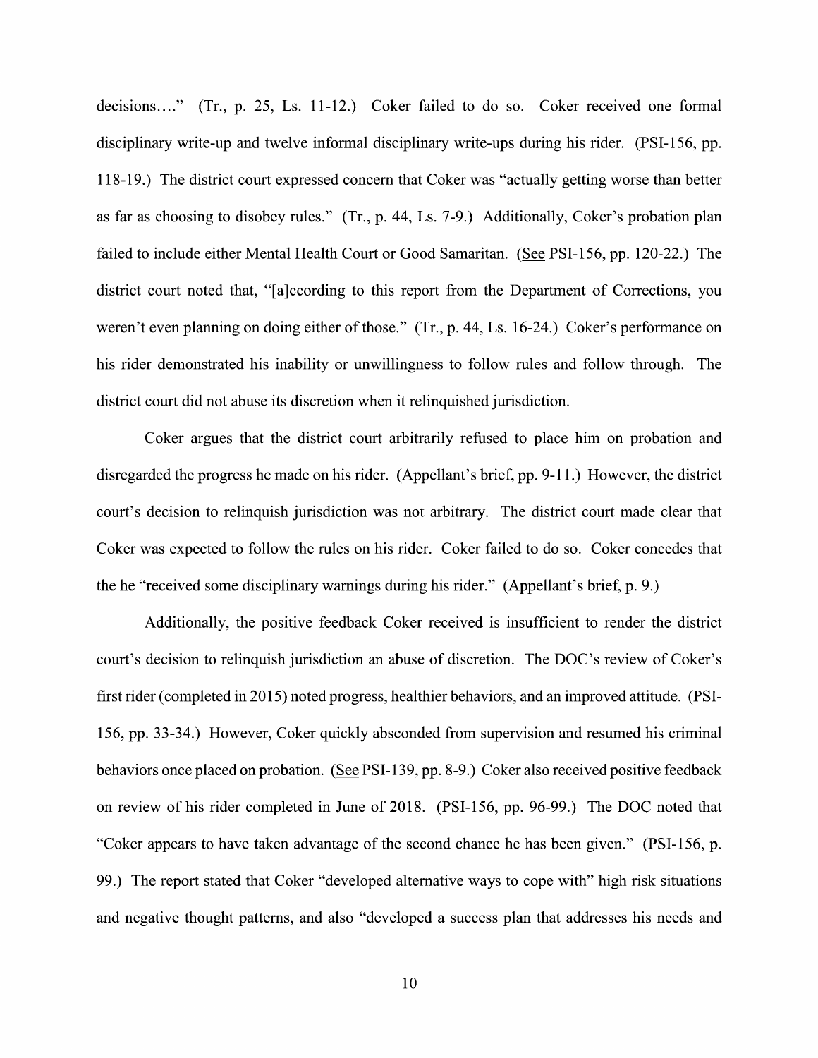decisions…." (Tr., p. 25, Ls. 11-12.) Coker failed to do so. Coker received one formal disciplinary write-up and twelve informal disciplinary write-ups during his rider. (PSI-156, pp. 118-19.) The district court expressed concern that Coker was "actually getting worse than better as far as choosing to disobey rules." (Tr., p. 44, Ls. 7-9.) Additionally, Coker's probation plan failed to include either Mental Health Court or Good Samaritan. (See PSI-156, pp. 120-22.) The district court noted that, "[a]ccording to this report from the Department of Corrections, you weren't even planning on doing either of those." (Tr., p. 44, Ls. 16-24.) Coker's performance on his rider demonstrated his inability or unwillingness to follow rules and follow through. The district court did not abuse its discretion when it relinquished jurisdiction.

Coker argues that the district court arbitrarily refused to place him on probation and disregarded the progress he made on his rider. (Appellant's brief, pp. 9-11.) However, the district court's decision to relinquish jurisdiction was not arbitrary. The district court made clear that Coker was expected to follow the rules on his rider. Coker failed to do so. Coker concedes that the he "received some disciplinary warnings during his rider." (Appellant's brief, p. 9.)

Additionally, the positive feedback Coker received is insufficient to render the district court's decision to relinquish jurisdiction an abuse of discretion. The DOC's review of Coker's first rider (completed in 2015) noted progress, healthier behaviors, and an improved attitude. (PSI-156, pp. 33-34.) However, Coker quickly absconded from supervision and resumed his criminal behaviors once placed on probation. (See PSI-139, pp. 8-9.) Coker also received positive feedback on review of his rider completed in June of 2018. (PSI-156, pp. 96-99.) The DOC noted that "Coker appears to have taken advantage of the second chance he has been given." (PSI-156, p. 99.) The report stated that Coker "developed alternative ways to cope with" high risk situations and negative thought patterns, and also "developed a success plan that addresses his needs and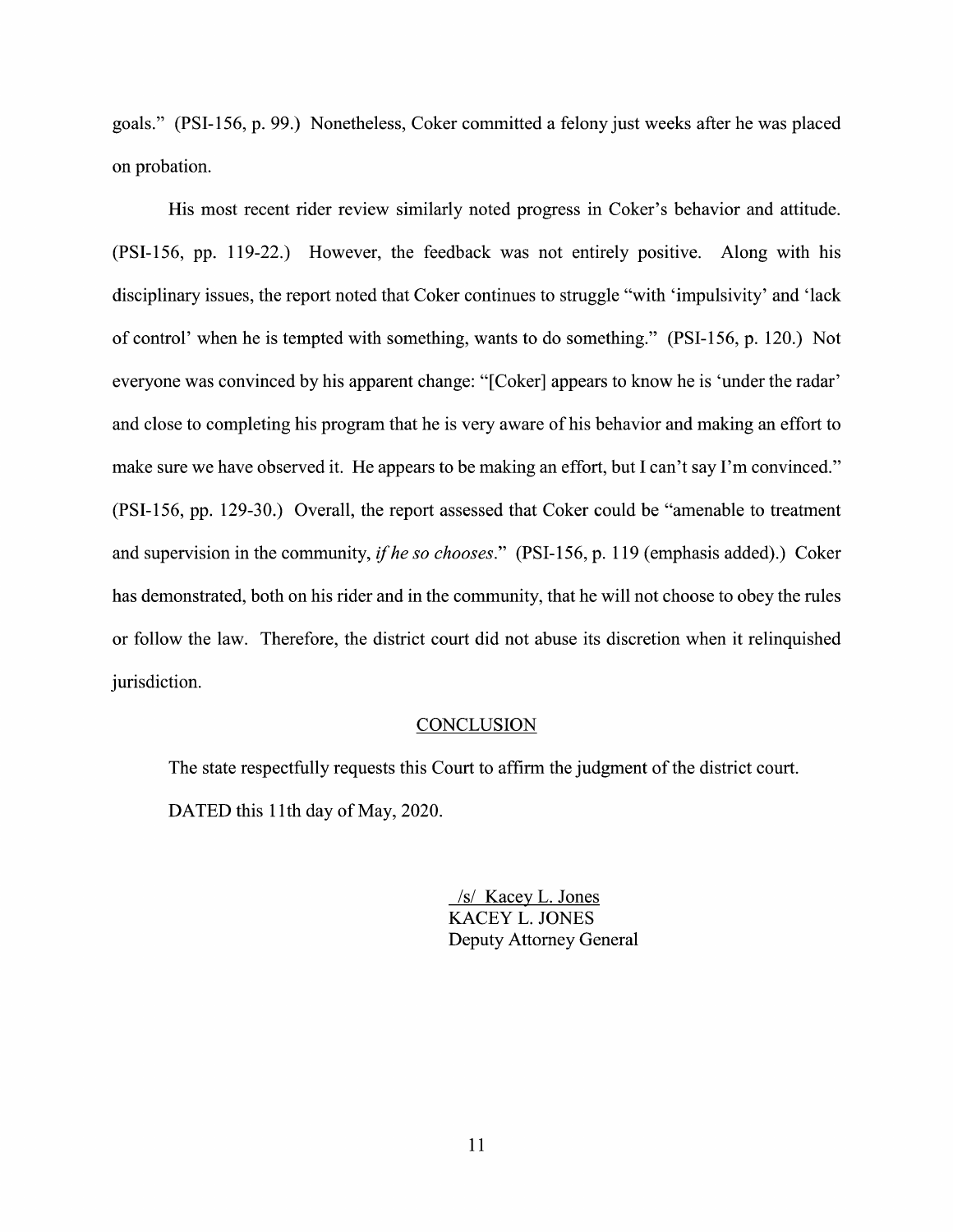goals." (PSI-156, p. 99.) Nonetheless, Coker committed a felony just weeks after he was placed on probation.

His most recent rider review similarly noted progress in Coker's behavior and attitude. (PSI-156, pp. 119-22.) However, the feedback was not entirely positive. Along with his disciplinary issues, the report noted that Coker continues to struggle "with 'impulsivity' and 'lack of control' when he is tempted with something, wants to do something." (PSI-156, p. 120.) Not everyone was convinced by his apparent change: "[Coker] appears to know he is 'under the radar' and close to completing his program that he is very aware of his behavior and making an effort to make sure we have observed it. He appears to be making an effort, but I can't say I'm convinced." (PSI-156, pp. 129-30.) Overall, the report assessed that Coker could be "amenable to treatment and supervision in the community, *if he so chooses*." (PSI-156, p. 119 (emphasis added).) Coker has demonstrated, both on his rider and in the community, that he will not choose to obey the rules or follow the law. Therefore, the district court did not abuse its discretion when it relinquished jurisdiction.

## CONCLUSION

The state respectfully requests this Court to affirm the judgment of the district court.

DATED this 11th day of May, 2020.

/s/ Kacey L. Jones
KACEY L. JONES
Deputy Attorney General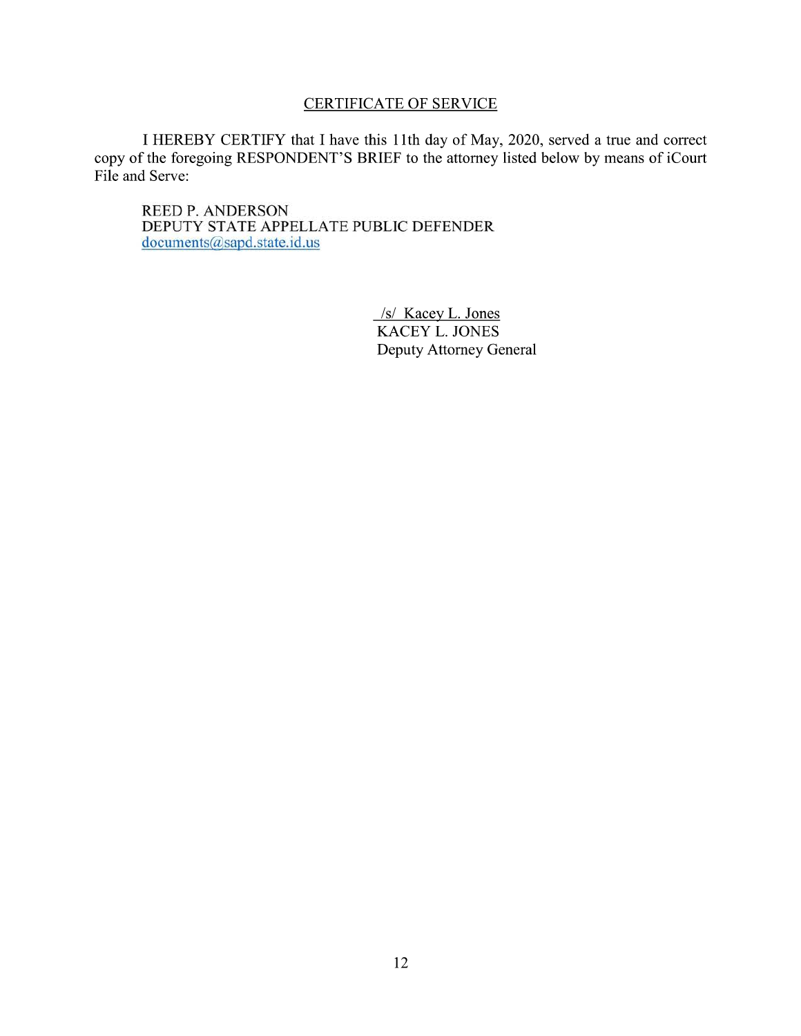## CERTIFICATE OF SERVICE

I HEREBY CERTIFY that I have this 11th day of May, 2020, served a true and correct copy of the foregoing RESPONDENT'S BRIEF to the attorney listed below by means of iCourt File and Serve:

REED P. ANDERSON
DEPUTY STATE APPELLATE PUBLIC DEFENDER
documents@sapd.state.id.us

/s/ Kacey L. Jones
KACEY L. JONES
Deputy Attorney General